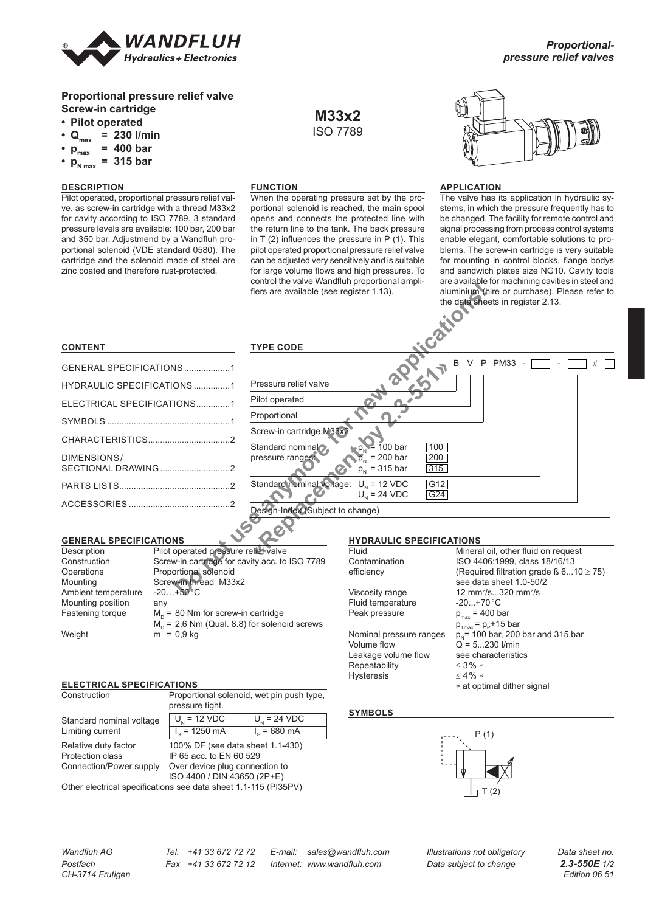# Proportional pressure relief valve

**Proportional-pressure relief valves**

## Proportional pressure relief valve Screw-in cartridge

- **Pilot operated**
- **$Q_{max}$ = 230 l/min**
- **$p_{max}$ = 400 bar**
- **$p_{N\,max}$ = 315 bar**

**M33x2**
ISO 7789

### DESCRIPTION

Pilot operated, proportional pressure relief valve, as screw-in cartridge with a thread M33x2 for cavity according to ISO 7789. 3 standard pressure levels are available: 100 bar, 200 bar and 350 bar. Adjustmend by a Wandfluh proportional solenoid (VDE standard 0580). The cartridge and the solenoid made of steel are zinc coated and therefore rust-protected.

### FUNCTION

When the operating pressure set by the proportional solenoid is reached, the main spool opens and connects the protected line with the return line to the tank. The back pressure in T (2) influences the pressure in P (1). This pilot operated proportional pressure relief valve can be adjusted very sensitively and is suitable for large volume flows and high pressures. To control the valve Wandfluh proportional amplifiers are available (see register 1.13).

### APPLICATION

The valve has its application in hydraulic systems, in which the pressure frequently has to be changed. The facility for remote control and signal processing from process control systems enable elegant, comfortable solutions to problems. The screw-in cartridge is very suitable for mounting in control blocks, flange bodys and sandwich plates size NG10. Cavity tools are available for machining cavities in steel and aluminium (hire or purchase). Please refer to the data sheets in register 2.13.

Do not use anymore for new applications! «Replacement by 2.3-551»

### CONTENT

| | |
|---|---|
| GENERAL SPECIFICATIONS | 1 |
| HYDRAULIC SPECIFICATIONS | 1 |
| ELECTRICAL SPECIFICATIONS | 1 |
| SYMBOLS | 1 |
| CHARACTERISTICS | 2 |
| DIMENSIONS/ SECTIONAL DRAWING | 2 |
| PARTS LISTS | 2 |
| ACCESSORIES | 2 |

### TYPE CODE

B V P PM33 - [ ] - [ ] # [ ]

| Item | Code |
|---|---|
| Pressure relief valve | B |
| Pilot operated | V |
| Proportional | P |
| Screw-in cartridge M33x2 | PM33 |
| Standard nominal pressure ranges: $p_N$ = 100 bar | 100 |
| $p_N$ = 200 bar | 200 |
| $p_N$ = 315 bar | 315 |
| Standard nominal voltage: $U_N$ = 12 VDC | G12 |
| $U_N$ = 24 VDC | G24 |
| Design-Index (Subject to change) | # |

### GENERAL SPECIFICATIONS

| | |
|---|---|
| Description | Pilot operated pressure relief valve |
| Construction | Screw-in cartridge for cavity acc. to ISO 7789 |
| Operations | Proportional solenoid |
| Mounting | Screw-in thread M33x2 |
| Ambient temperature | -20…+50 °C |
| Mounting position | any |
| Fastening torque | $M_D$ = 80 Nm for screw-in cartridge; $M_D$ = 2,6 Nm (Qual. 8.8) for solenoid screws |
| Weight | m = 0,9 kg |

### ELECTRICAL SPECIFICATIONS

| | | |
|---|---|---|
| Construction | Proportional solenoid, wet pin push type, pressure tight. | |
| Standard nominal voltage | $U_N$ = 12 VDC | $U_N$ = 24 VDC |
| Limiting current | $I_G$ = 1250 mA | $I_G$ = 680 mA |
| Relative duty factor | 100% DF (see data sheet 1.1-430) | |
| Protection class | IP 65 acc. to EN 60 529 | |
| Connection/Power supply | Over device plug connection to ISO 4400 / DIN 43650 (2P+E) | |

Other electrical specifications see data sheet 1.1-115 (PI35PV)

### HYDRAULIC SPECIFICATIONS

| | |
|---|---|
| Fluid | Mineral oil, other fluid on request |
| Contamination efficiency | ISO 4406:1999, class 18/16/13 (Required filtration grade ß 6...10 ≥ 75) see data sheet 1.0-50/2 |
| Viscosity range | 12 mm²/s...320 mm²/s |
| Fluid temperature | -20...+70 °C |
| Peak pressure | $p_{max}$ = 400 bar; $p_{Tmax} = p_P$+15 bar |
| Nominal pressure ranges | $p_N$= 100 bar, 200 bar and 315 bar |
| Volume flow | Q = 5...230 l/min |
| Leakage volume flow | see characteristics |
| Repeatability | ≤ 3% * |
| Hysteresis | ≤ 4% * |

* at optimal dither signal

### SYMBOLS

P (1)

T (2)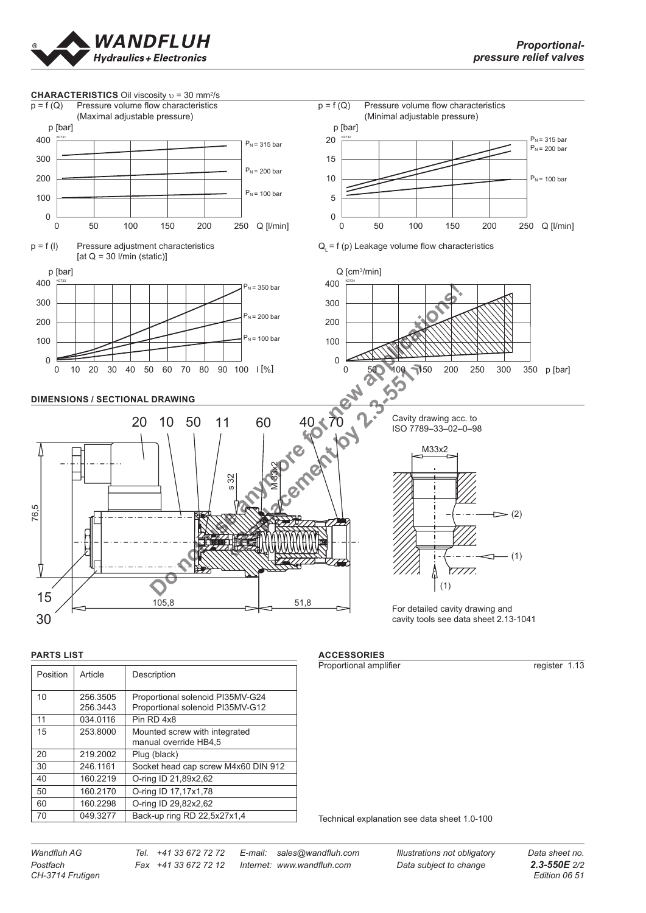## CHARACTERISTICS Oil viscosity $\upsilon$ = 30 mm²/s

$p = f(Q)$ Pressure volume flow characteristics (Maximal adjustable pressure)

p [bar]
400, 300, 200, 100, 0
0, 50, 100, 150, 200, 250 Q [l/min]
$P_N$ = 315 bar
$P_N$ = 200 bar
$P_N$ = 100 bar

$p = f(Q)$ Pressure volume flow characteristics (Minimal adjustable pressure)

p [bar]
20, 15, 10, 5, 0
0, 50, 100, 150, 200, 250 Q [l/min]
$P_N$ = 315 bar
$P_N$ = 200 bar
$P_N$ = 100 bar

$p = f(I)$ Pressure adjustment characteristics [at Q = 30 l/min (static)]

p [bar]
400, 300, 200, 100, 0
0, 10, 20, 30, 40, 50, 60, 70, 80, 90, 100 I [%]
$P_N$ = 350 bar
$P_N$ = 200 bar
$P_N$ = 100 bar

$Q_L = f(p)$ Leakage volume flow characteristics

Q [cm³/min]
400, 300, 200, 100, 0
0, 50, 100, 150, 200, 250, 300, 350 p [bar]

Do not use anymore for new applications! (replacement by 2.3-551)

## DIMENSIONS / SECTIONAL DRAWING

20 10 50 11 60 40 70
s 32
M33x2
76,5
15
30
105,8
51,8

Cavity drawing acc. to ISO 7789–33–02–0–98

M33x2
(2)
(1)
(1)

For detailed cavity drawing and cavity tools see data sheet 2.13-1041

## PARTS LIST

| Position | Article | Description |
|---|---|---|
| 10 | 256.3505<br>256.3443 | Proportional solenoid PI35MV-G24<br>Proportional solenoid PI35MV-G12 |
| 11 | 034.0116 | Pin RD 4x8 |
| 15 | 253.8000 | Mounted screw with integrated manual override HB4,5 |
| 20 | 219.2002 | Plug (black) |
| 30 | 246.1161 | Socket head cap screw M4x60 DIN 912 |
| 40 | 160.2219 | O-ring ID 21,89x2,62 |
| 50 | 160.2170 | O-ring ID 17,17x1,78 |
| 60 | 160.2298 | O-ring ID 29,82x2,62 |
| 70 | 049.3277 | Back-up ring RD 22,5x27x1,4 |

## ACCESSORIES

Proportional amplifier register 1.13

Technical explanation see data sheet 1.0-100